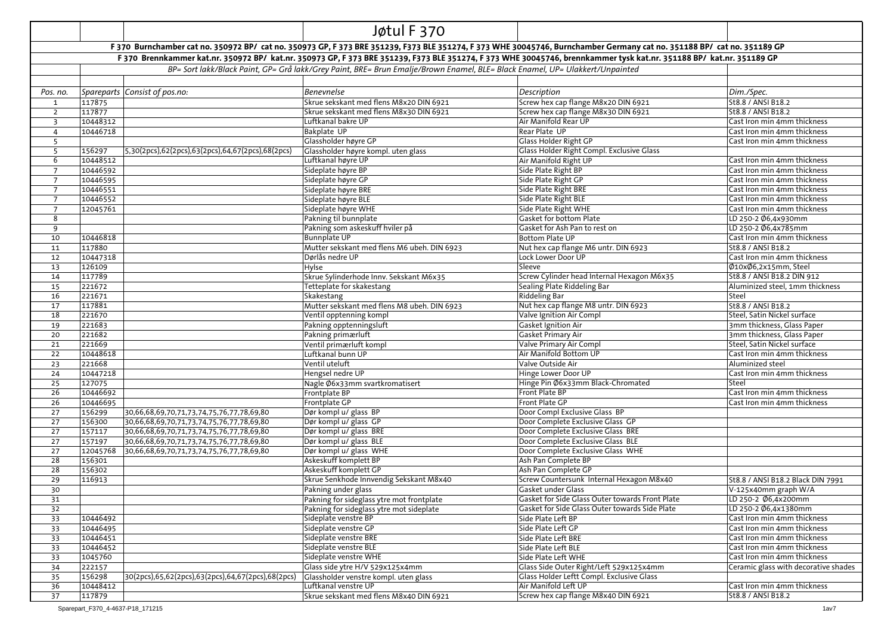# Jøtul F 370

**F 370 Burnchamber cat no. 350972 BP/ cat no. 350973 GP, F 373 BRE 351239, F373 BLE 351274, F 373 WHE 30045746, Burnchamber Germany cat no. 351188 BP/ cat no. 351189 GP**

**F 370 Brennkammer kat.nr. 350972 BP/ kat.nr. 350973 GP, F 373 BRE 351239, F373 BLE 351274, F 373 WHE 30045746, brennkammer tysk kat.nr. 351188 BP/ kat.nr. 351189 GP**

*BP= Sort lakk/Black Paint, GP= Grå lakk/Grey Paint, BRE= Brun Emalje/Brown Enamel, BLE= Black Enamel, UP= Ulakkert/Unpainted*

| *Pos. no.* | *Spareparts* | *Consist of pos.no:* | *Benevnelse* | *Description* | *Dim./Spec.* |
|---|---|---|---|---|---|
| 1 | 117875 | | Skrue sekskant med flens M8x20 DIN 6921 | Screw hex cap flange M8x20 DIN 6921 | St8.8 / ANSI B18.2 |
| 2 | 117877 | | Skrue sekskant med flens M8x30 DIN 6921 | Screw hex cap flange M8x30 DIN 6921 | St8.8 / ANSI B18.2 |
| 3 | 10448312 | | Luftkanal bakre UP | Air Manifold Rear UP | Cast Iron min 4mm thickness |
| 4 | 10446718 | | Bakplate UP | Rear Plate UP | Cast Iron min 4mm thickness |
| 5 | | | Glassholder høyre GP | Glass Holder Right GP | Cast Iron min 4mm thickness |
| 5 | 156297 | 5,30(2pcs),62(2pcs),63(2pcs),64,67(2pcs),68(2pcs) | Glassholder høyre kompl. uten glass | Glass Holder Right Compl. Exclusive Glass | |
| 6 | 10448512 | | Luftkanal høyre UP | Air Manifold Right UP | Cast Iron min 4mm thickness |
| 7 | 10446592 | | Sideplate høyre BP | Side Plate Right BP | Cast Iron min 4mm thickness |
| 7 | 10446595 | | Sideplate høyre GP | Side Plate Right GP | Cast Iron min 4mm thickness |
| 7 | 10446551 | | Sideplate høyre BRE | Side Plate Right BRE | Cast Iron min 4mm thickness |
| 7 | 10446552 | | Sideplate høyre BLE | Side Plate Right BLE | Cast Iron min 4mm thickness |
| 7 | 12045761 | | Sideplate høyre WHE | Side Plate Right WHE | Cast Iron min 4mm thickness |
| 8 | | | Pakning til bunnplate | Gasket for bottom Plate | LD 250-2 Ø6,4x930mm |
| 9 | | | Pakning som askeskuff hviler på | Gasket for Ash Pan to rest on | LD 250-2 Ø6,4x785mm |
| 10 | 10446818 | | Bunnplate UP | Bottom Plate UP | Cast Iron min 4mm thickness |
| 11 | 117880 | | Mutter sekskant med flens M6 ubeh. DIN 6923 | Nut hex cap flange M6 untr. DIN 6923 | St8.8 / ANSI B18.2 |
| 12 | 10447318 | | Dørlås nedre UP | Lock Lower Door UP | Cast Iron min 4mm thickness |
| 13 | 126109 | | Hylse | Sleeve | Ø10xØ6,2x15mm, Steel |
| 14 | 117789 | | Skrue Sylinderhode Innv. Sekskant M6x35 | Screw Cylinder head Internal Hexagon M6x35 | St8.8 / ANSI B18.2 DIN 912 |
| 15 | 221672 | | Tetteplate for skakestang | Sealing Plate Riddeling Bar | Aluminized steel, 1mm thickness |
| 16 | 221671 | | Skakestang | Riddeling Bar | Steel |
| 17 | 117881 | | Mutter sekskant med flens M8 ubeh. DIN 6923 | Nut hex cap flange M8 untr. DIN 6923 | St8.8 / ANSI B18.2 |
| 18 | 221670 | | Ventil opptenning kompl | Valve Ignition Air Compl | Steel, Satin Nickel surface |
| 19 | 221683 | | Pakning opptenningsluft | Gasket Ignition Air | 3mm thickness, Glass Paper |
| 20 | 221682 | | Pakning primærluft | Gasket Primary Air | 3mm thickness, Glass Paper |
| 21 | 221669 | | Ventil primærluft kompl | Valve Primary Air Compl | Steel, Satin Nickel surface |
| 22 | 10448618 | | Luftkanal bunn UP | Air Manifold Bottom UP | Cast Iron min 4mm thickness |
| 23 | 221668 | | Ventil uteluft | Valve Outside Air | Aluminized steel |
| 24 | 10447218 | | Hengsel nedre UP | Hinge Lower Door UP | Cast Iron min 4mm thickness |
| 25 | 127075 | | Nagle Ø6x33mm svartkromatisert | Hinge Pin Ø6x33mm Black-Chromated | Steel |
| 26 | 10446692 | | Frontplate BP | Front Plate BP | Cast Iron min 4mm thickness |
| 26 | 10446695 | | Frontplate GP | Front Plate GP | Cast Iron min 4mm thickness |
| 27 | 156299 | 30,66,68,69,70,71,73,74,75,76,77,78,69,80 | Dør kompl u/ glass BP | Door Compl Exclusive Glass BP | |
| 27 | 156300 | 30,66,68,69,70,71,73,74,75,76,77,78,69,80 | Dør kompl u/ glass GP | Door Complete Exclusive Glass GP | |
| 27 | 157117 | 30,66,68,69,70,71,73,74,75,76,77,78,69,80 | Dør kompl u/ glass BRE | Door Complete Exclusive Glass BRE | |
| 27 | 157197 | 30,66,68,69,70,71,73,74,75,76,77,78,69,80 | Dør kompl u/ glass BLE | Door Complete Exclusive Glass BLE | |
| 27 | 12045768 | 30,66,68,69,70,71,73,74,75,76,77,78,69,80 | Dør kompl u/ glass WHE | Door Complete Exclusive Glass WHE | |
| 28 | 156301 | | Askeskuff komplett BP | Ash Pan Complete BP | |
| 28 | 156302 | | Askeskuff komplett GP | Ash Pan Complete GP | |
| 29 | 116913 | | Skrue Senkhode Innvendig Sekskant M8x40 | Screw Countersunk Internal Hexagon M8x40 | St8.8 / ANSI B18.2 Black DIN 7991 |
| 30 | | | Pakning under glass | Gasket under Glass | V-125x40mm graph W/A |
| 31 | | | Pakning for sideglass ytre mot frontplate | Gasket for Side Glass Outer towards Front Plate | LD 250-2 Ø6,4x200mm |
| 32 | | | Pakning for sideglass ytre mot sideplate | Gasket for Side Glass Outer towards Side Plate | LD 250-2 Ø6,4x1380mm |
| 33 | 10446492 | | Sideplate venstre BP | Side Plate Left BP | Cast Iron min 4mm thickness |
| 33 | 10446495 | | Sideplate venstre GP | Side Plate Left GP | Cast Iron min 4mm thickness |
| 33 | 10446451 | | Sideplate venstre BRE | Side Plate Left BRE | Cast Iron min 4mm thickness |
| 33 | 10446452 | | Sideplate venstre BLE | Side Plate Left BLE | Cast Iron min 4mm thickness |
| 33 | 1045760 | | Sideplate venstre WHE | Side Plate Left WHE | Cast Iron min 4mm thickness |
| 34 | 222157 | | Glass side ytre H/V 529x125x4mm | Glass Side Outer Right/Left 529x125x4mm | Ceramic glass with decorative shades |
| 35 | 156298 | 30(2pcs),65,62(2pcs),63(2pcs),64,67(2pcs),68(2pcs) | Glassholder venstre kompl. uten glass | Glass Holder Leftt Compl. Exclusive Glass | |
| 36 | 10448412 | | Luftkanal venstre UP | Air Manifold Left UP | Cast Iron min 4mm thickness |
| 37 | 117879 | | Skrue sekskant med flens M8x40 DIN 6921 | Screw hex cap flange M8x40 DIN 6921 | St8.8 / ANSI B18.2 |

Sparepart_F370_4-4637-P18_171215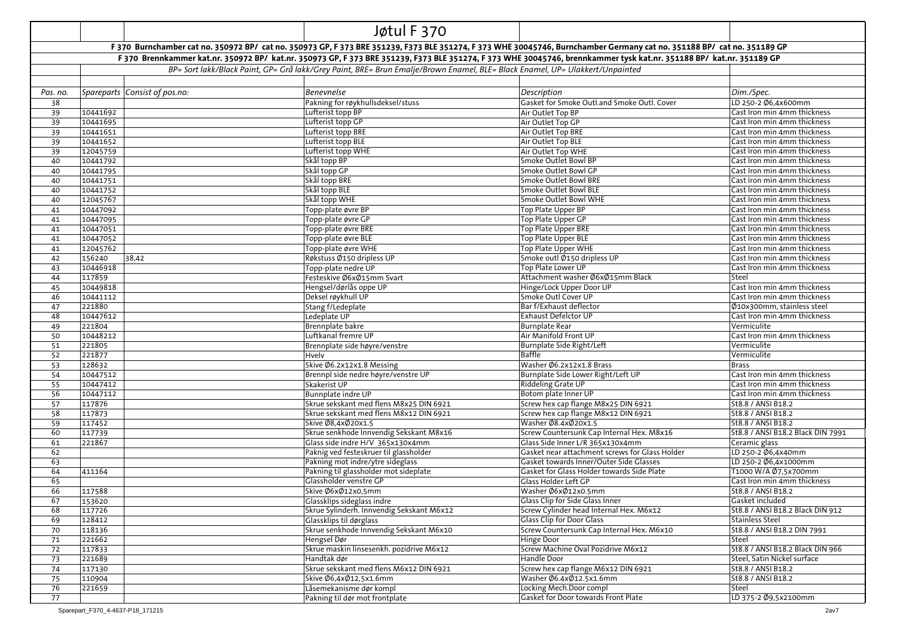# Jøtul F 370

**F 370 Burnchamber cat no. 350972 BP/ cat no. 350973 GP, F 373 BRE 351239, F373 BLE 351274, F 373 WHE 30045746, Burnchamber Germany cat no. 351188 BP/ cat no. 351189 GP**

**F 370 Brennkammer kat.nr. 350972 BP/ kat.nr. 350973 GP, F 373 BRE 351239, F373 BLE 351274, F 373 WHE 30045746, brennkammer tysk kat.nr. 351188 BP/ kat.nr. 351189 GP**

*BP= Sort lakk/Black Paint, GP= Grå lakk/Grey Paint, BRE= Brun Emalje/Brown Enamel, BLE= Black Enamel, UP= Ulakkert/Unpainted*

| *Pos. no.* | *Spareparts* | *Consist of pos.no:* | *Benevnelse* | *Description* | *Dim./Spec.* |
|---|---|---|---|---|---|
| 38 | | | Pakning for røykhullsdeksel/stuss | Gasket for Smoke Outl.and Smoke Outl. Cover | LD 250-2 Ø6,4x600mm |
| 39 | 10441692 | | Lufterist topp BP | Air Outlet Top BP | Cast Iron min 4mm thickness |
| 39 | 10441695 | | Lufterist topp GP | Air Outlet Top GP | Cast Iron min 4mm thickness |
| 39 | 10441651 | | Lufterist topp BRE | Air Outlet Top BRE | Cast Iron min 4mm thickness |
| 39 | 10441652 | | Lufterist topp BLE | Air Outlet Top BLE | Cast Iron min 4mm thickness |
| 39 | 12045759 | | Lufterist topp WHE | Air Outlet Top WHE | Cast Iron min 4mm thickness |
| 40 | 10441792 | | Skål topp BP | Smoke Outlet Bowl BP | Cast Iron min 4mm thickness |
| 40 | 10441795 | | Skål topp GP | Smoke Outlet Bowl GP | Cast Iron min 4mm thickness |
| 40 | 10441751 | | Skål topp BRE | Smoke Outlet Bowl BRE | Cast Iron min 4mm thickness |
| 40 | 10441752 | | Skål topp BLE | Smoke Outlet Bowl BLE | Cast Iron min 4mm thickness |
| 40 | 12045767 | | Skål topp WHE | Smoke Outlet Bowl WHE | Cast Iron min 4mm thickness |
| 41 | 10447092 | | Topp-plate øvre BP | Top Plate Upper BP | Cast Iron min 4mm thickness |
| 41 | 10447095 | | Topp-plate øvre GP | Top Plate Upper GP | Cast Iron min 4mm thickness |
| 41 | 10447051 | | Topp-plate øvre BRE | Top Plate Upper BRE | Cast Iron min 4mm thickness |
| 41 | 10447052 | | Topp-plate øvre BLE | Top Plate Upper BLE | Cast Iron min 4mm thickness |
| 41 | 12045762 | | Topp-plate øvre WHE | Top Plate Upper WHE | Cast Iron min 4mm thickness |
| 42 | 156240 | 38,42 | Røkstuss Ø150 dripless UP | Smoke outl Ø150 dripless UP | Cast Iron min 4mm thickness |
| 43 | 10446918 | | Topp-plate nedre UP | Top Plate Lower UP | Cast Iron min 4mm thickness |
| 44 | 117859 | | Festeskive Ø6xØ15mm Svart | Attachment washer Ø6xØ15mm Black | Steel |
| 45 | 10449818 | | Hengsel/dørlås oppe UP | Hinge/Lock Upper Door UP | Cast Iron min 4mm thickness |
| 46 | 10441112 | | Deksel røykhull UP | Smoke Outl Cover UP | Cast Iron min 4mm thickness |
| 47 | 221880 | | Stang f/Ledeplate | Bar f/Exhaust deflector | Ø10x300mm, stainless steel |
| 48 | 10447612 | | Ledeplate UP | Exhaust Defelctor UP | Cast Iron min 4mm thickness |
| 49 | 221804 | | Brennplate bakre | Burnplate Rear | Vermiculite |
| 50 | 10448212 | | Luftkanal fremre UP | Air Manifold Front UP | Cast Iron min 4mm thickness |
| 51 | 221805 | | Brennplate side høyre/venstre | Burnplate Side Right/Left | Vermiculite |
| 52 | 221877 | | Hvelv | Baffle | Vermiculite |
| 53 | 128632 | | Skive Ø6.2x12x1.8 Messing | Washer Ø6.2x12x1.8 Brass | Brass |
| 54 | 10447512 | | Brennpl side nedre høyre/venstre UP | Burnplate Side Lower Right/Left UP | Cast Iron min 4mm thickness |
| 55 | 10447412 | | Skakerist UP | Riddeling Grate UP | Cast Iron min 4mm thickness |
| 56 | 10447112 | | Bunnplate indre UP | Botom plate Inner UP | Cast Iron min 4mm thickness |
| 57 | 117876 | | Skrue sekskant med flens M8x25 DIN 6921 | Screw hex cap flange M8x25 DIN 6921 | St8.8 / ANSI B18.2 |
| 58 | 117873 | | Skrue sekskant med flens M8x12 DIN 6921 | Screw hex cap flange M8x12 DIN 6921 | St8.8 / ANSI B18.2 |
| 59 | 117452 | | Skive Ø8,4xØ20x1.5 | Washer Ø8.4xØ20x1.5 | St8.8 / ANSI B18.2 |
| 60 | 117739 | | Skrue senkhode Innvendig Sekskant M8x16 | Screw Countersunk Cap Internal Hex. M8x16 | St8.8 / ANSI B18.2 Black DIN 7991 |
| 61 | 221867 | | Glass side indre H/V 365x130x4mm | Glass Side Inner L/R 365x130x4mm | Ceramic glass |
| 62 | | | Paknig ved festeskruer til glassholder | Gasket near attachment screws for Glass Holder | LD 250-2 Ø6,4x40mm |
| 63 | | | Pakning mot indre/ytre sideglass | Gasket towards Inner/Outer Side Glasses | LD 250-2 Ø6,4x1000mm |
| 64 | 411164 | | Pakning til glassholder mot sideplate | Gasket for Glass Holder towards Side Plate | T1000 W/A Ø7,5x700mm |
| 65 | | | Glassholder venstre GP | Glass Holder Left GP | Cast Iron min 4mm thickness |
| 66 | 117588 | | Skive Ø6xØ12x0,5mm | Washer Ø6xØ12x0.5mm | St8.8 / ANSI B18.2 |
| 67 | 153620 | | Glassklips sideglass indre | Glass Clip for Side Glass Inner | Gasket included |
| 68 | 117726 | | Skrue Sylinderh. Innvendig Sekskant M6x12 | Screw Cylinder head Internal Hex. M6x12 | St8.8 / ANSI B18.2 Black DIN 912 |
| 69 | 128412 | | Glassklips til dørglass | Glass Clip for Door Glass | Stainless Steel |
| 70 | 118136 | | Skrue senkhode Innvendig Sekskant M6x10 | Screw Countersunk Cap Internal Hex. M6x10 | St8.8 / ANSI B18.2 DIN 7991 |
| 71 | 221662 | | Hengsel Dør | Hinge Door | Steel |
| 72 | 117833 | | Skrue maskin linsesenkh. pozidrive M6x12 | Screw Machine Oval Pozidrive M6x12 | St8.8 / ANSI B18.2 Black DIN 966 |
| 73 | 221689 | | Handtak dør | Handle Door | Steel, Satin Nickel surface |
| 74 | 117130 | | Skrue sekskant med flens M6x12 DIN 6921 | Screw hex cap flange M6x12 DIN 6921 | St8.8 / ANSI B18.2 |
| 75 | 110904 | | Skive Ø6,4xØ12,5x1.6mm | Washer Ø6.4xØ12.5x1.6mm | St8.8 / ANSI B18.2 |
| 76 | 221659 | | Låsemekanisme dør kompl | Locking Mech.Door compl | Steel |
| 77 | | | Pakning til dør mot frontplate | Gasket for Door towards Front Plate | LD 375-2 Ø9,5x2100mm |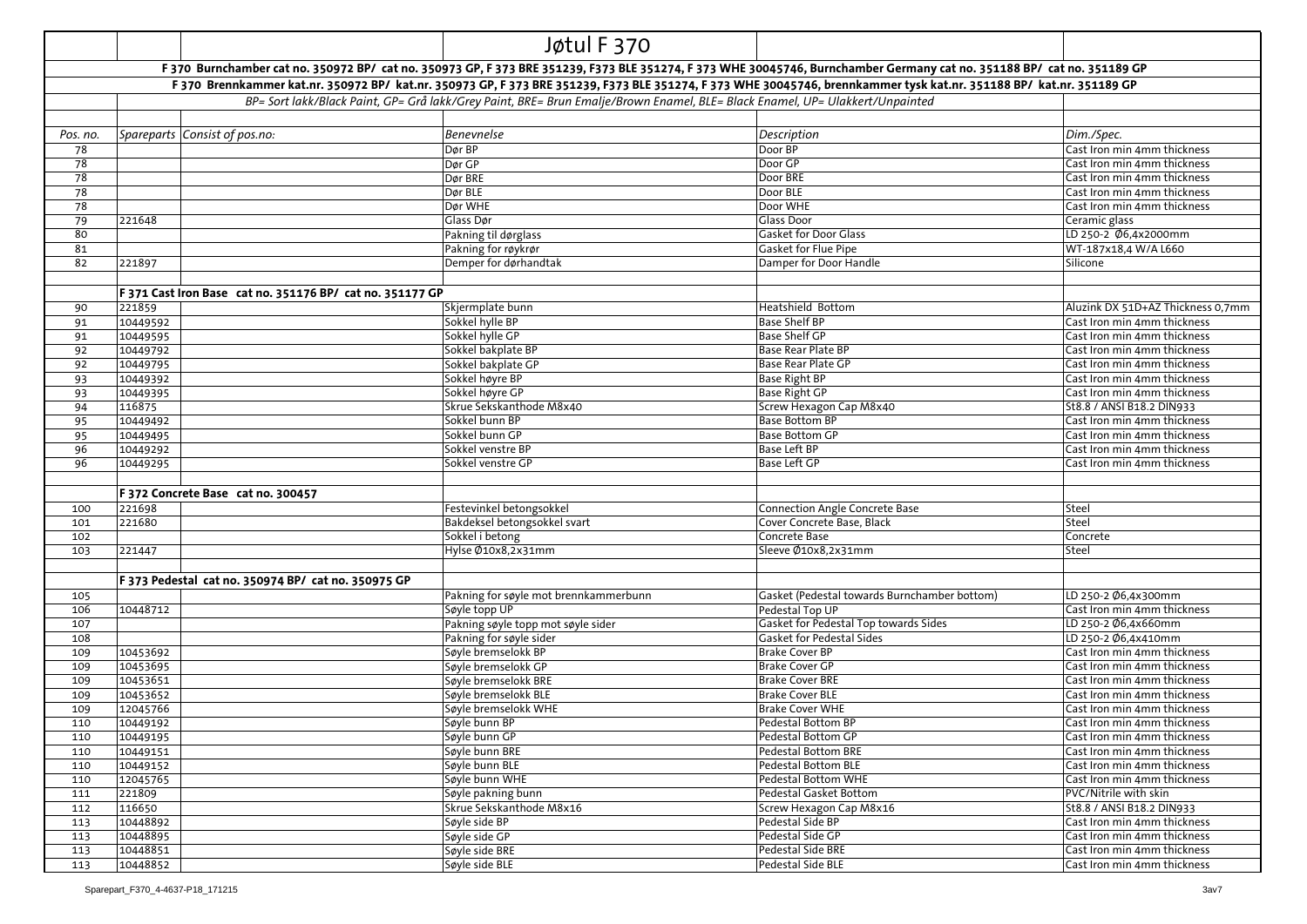# Jøtul F 370

**F 370 Burnchamber cat no. 350972 BP/ cat no. 350973 GP, F 373 BRE 351239, F373 BLE 351274, F 373 WHE 30045746, Burnchamber Germany cat no. 351188 BP/ cat no. 351189 GP**

**F 370 Brennkammer kat.nr. 350972 BP/ kat.nr. 350973 GP, F 373 BRE 351239, F373 BLE 351274, F 373 WHE 30045746, brennkammer tysk kat.nr. 351188 BP/ kat.nr. 351189 GP**

*BP= Sort lakk/Black Paint, GP= Grå lakk/Grey Paint, BRE= Brun Emalje/Brown Enamel, BLE= Black Enamel, UP= Ulakkert/Unpainted*

| *Pos. no.* | *Spareparts* | *Consist of pos.no:* | *Benevnelse* | *Description* | *Dim./Spec.* |
|---|---|---|---|---|---|
| 78 | | | Dør BP | Door BP | Cast Iron min 4mm thickness |
| 78 | | | Dør GP | Door GP | Cast Iron min 4mm thickness |
| 78 | | | Dør BRE | Door BRE | Cast Iron min 4mm thickness |
| 78 | | | Dør BLE | Door BLE | Cast Iron min 4mm thickness |
| 78 | | | Dør WHE | Door WHE | Cast Iron min 4mm thickness |
| 79 | 221648 | | Glass Dør | Glass Door | Ceramic glass |
| 80 | | | Pakning til dørglass | Gasket for Door Glass | LD 250-2 Ø6,4x2000mm |
| 81 | | | Pakning for røykrør | Gasket for Flue Pipe | WT-187x18,4 W/A L660 |
| 82 | 221897 | | Demper for dørhandtak | Damper for Door Handle | Silicone |
| | | | | | |
| | **F 371 Cast Iron Base cat no. 351176 BP/ cat no. 351177 GP** | | | | |
| 90 | 221859 | | Skjermplate bunn | Heatshield Bottom | Aluzink DX 51D+AZ Thickness 0,7mm |
| 91 | 10449592 | | Sokkel hylle BP | Base Shelf BP | Cast Iron min 4mm thickness |
| 91 | 10449595 | | Sokkel hylle GP | Base Shelf GP | Cast Iron min 4mm thickness |
| 92 | 10449792 | | Sokkel bakplate BP | Base Rear Plate BP | Cast Iron min 4mm thickness |
| 92 | 10449795 | | Sokkel bakplate GP | Base Rear Plate GP | Cast Iron min 4mm thickness |
| 93 | 10449392 | | Sokkel høyre BP | Base Right BP | Cast Iron min 4mm thickness |
| 93 | 10449395 | | Sokkel høyre GP | Base Right GP | Cast Iron min 4mm thickness |
| 94 | 116875 | | Skrue Sekskanthode M8x40 | Screw Hexagon Cap M8x40 | St8.8 / ANSI B18.2 DIN933 |
| 95 | 10449492 | | Sokkel bunn BP | Base Bottom BP | Cast Iron min 4mm thickness |
| 95 | 10449495 | | Sokkel bunn GP | Base Bottom GP | Cast Iron min 4mm thickness |
| 96 | 10449292 | | Sokkel venstre BP | Base Left BP | Cast Iron min 4mm thickness |
| 96 | 10449295 | | Sokkel venstre GP | Base Left GP | Cast Iron min 4mm thickness |
| | | | | | |
| | **F 372 Concrete Base cat no. 300457** | | | | |
| 100 | 221698 | | Festevinkel betongsokkel | Connection Angle Concrete Base | Steel |
| 101 | 221680 | | Bakdeksel betongsokkel svart | Cover Concrete Base, Black | Steel |
| 102 | | | Sokkel i betong | Concrete Base | Concrete |
| 103 | 221447 | | Hylse Ø10x8,2x31mm | Sleeve Ø10x8,2x31mm | Steel |
| | | | | | |
| | **F 373 Pedestal cat no. 350974 BP/ cat no. 350975 GP** | | | | |
| 105 | | | Pakning for søyle mot brennkammerbunn | Gasket (Pedestal towards Burnchamber bottom) | LD 250-2 Ø6,4x300mm |
| 106 | 10448712 | | Søyle topp UP | Pedestal Top UP | Cast Iron min 4mm thickness |
| 107 | | | Pakning søyle topp mot søyle sider | Gasket for Pedestal Top towards Sides | LD 250-2 Ø6,4x660mm |
| 108 | | | Pakning for søyle sider | Gasket for Pedestal Sides | LD 250-2 Ø6,4x410mm |
| 109 | 10453692 | | Søyle bremselokk BP | Brake Cover BP | Cast Iron min 4mm thickness |
| 109 | 10453695 | | Søyle bremselokk GP | Brake Cover GP | Cast Iron min 4mm thickness |
| 109 | 10453651 | | Søyle bremselokk BRE | Brake Cover BRE | Cast Iron min 4mm thickness |
| 109 | 10453652 | | Søyle bremselokk BLE | Brake Cover BLE | Cast Iron min 4mm thickness |
| 109 | 12045766 | | Søyle bremselokk WHE | Brake Cover WHE | Cast Iron min 4mm thickness |
| 110 | 10449192 | | Søyle bunn BP | Pedestal Bottom BP | Cast Iron min 4mm thickness |
| 110 | 10449195 | | Søyle bunn GP | Pedestal Bottom GP | Cast Iron min 4mm thickness |
| 110 | 10449151 | | Søyle bunn BRE | Pedestal Bottom BRE | Cast Iron min 4mm thickness |
| 110 | 10449152 | | Søyle bunn BLE | Pedestal Bottom BLE | Cast Iron min 4mm thickness |
| 110 | 12045765 | | Søyle bunn WHE | Pedestal Bottom WHE | Cast Iron min 4mm thickness |
| 111 | 221809 | | Søyle pakning bunn | Pedestal Gasket Bottom | PVC/Nitrile with skin |
| 112 | 116650 | | Skrue Sekskanthode M8x16 | Screw Hexagon Cap M8x16 | St8.8 / ANSI B18.2 DIN933 |
| 113 | 10448892 | | Søyle side BP | Pedestal Side BP | Cast Iron min 4mm thickness |
| 113 | 10448895 | | Søyle side GP | Pedestal Side GP | Cast Iron min 4mm thickness |
| 113 | 10448851 | | Søyle side BRE | Pedestal Side BRE | Cast Iron min 4mm thickness |
| 113 | 10448852 | | Søyle side BLE | Pedestal Side BLE | Cast Iron min 4mm thickness |

Sparepart_F370_4-4637-P18_171215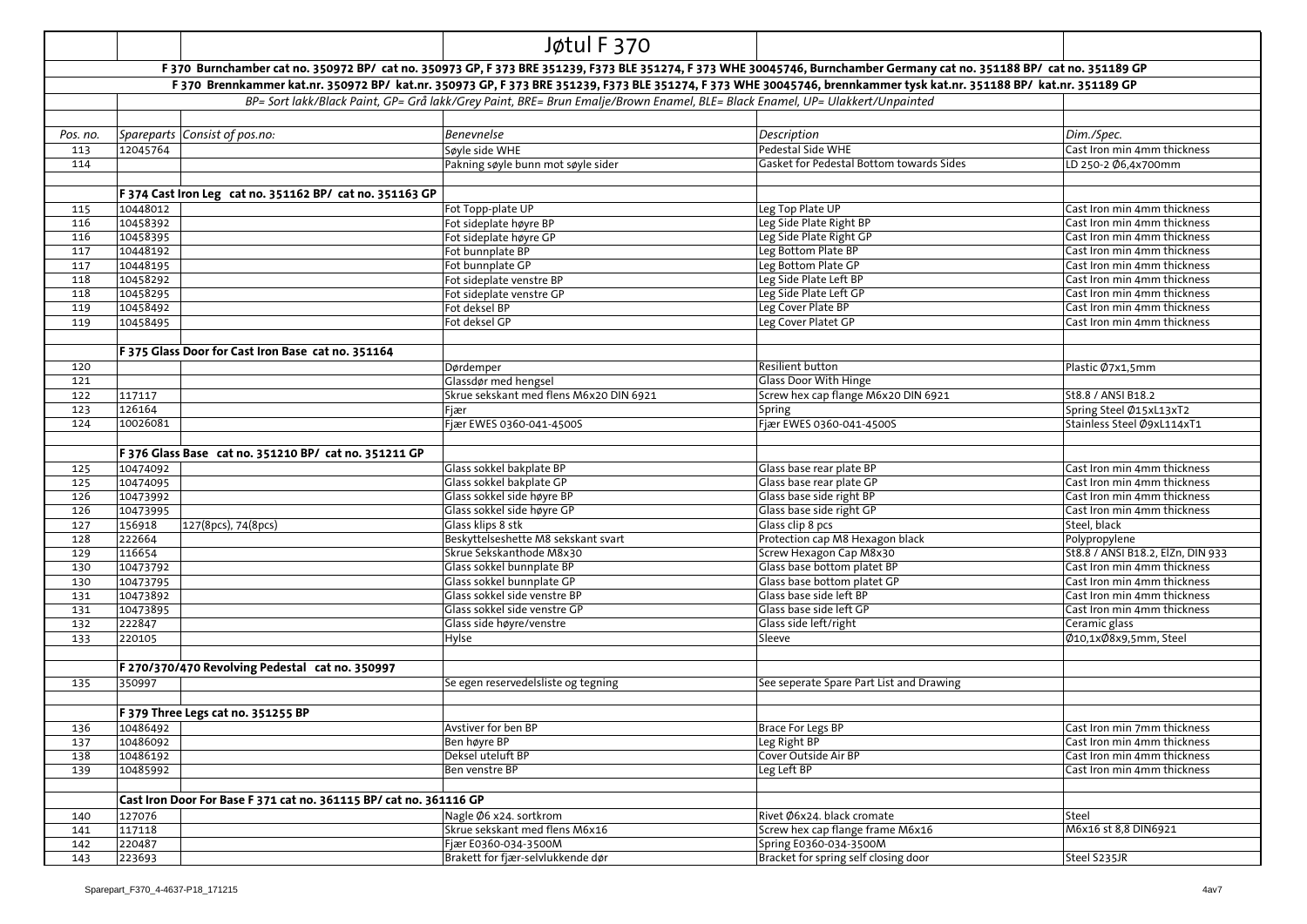# Jøtul F 370

**F 370 Burnchamber cat no. 350972 BP/ cat no. 350973 GP, F 373 BRE 351239, F373 BLE 351274, F 373 WHE 30045746, Burnchamber Germany cat no. 351188 BP/ cat no. 351189 GP**

**F 370 Brennkammer kat.nr. 350972 BP/ kat.nr. 350973 GP, F 373 BRE 351239, F373 BLE 351274, F 373 WHE 30045746, brennkammer tysk kat.nr. 351188 BP/ kat.nr. 351189 GP**

*BP= Sort lakk/Black Paint, GP= Grå lakk/Grey Paint, BRE= Brun Emalje/Brown Enamel, BLE= Black Enamel, UP= Ulakkert/Unpainted*

| *Pos. no.* | *Spareparts* | *Consist of pos.no:* | *Benevnelse* | *Description* | *Dim./Spec.* |
|---|---|---|---|---|---|
| 113 | 12045764 | | Søyle side WHE | Pedestal Side WHE | Cast Iron min 4mm thickness |
| 114 | | | Pakning søyle bunn mot søyle sider | Gasket for Pedestal Bottom towards Sides | LD 250-2 Ø6,4x700mm |
| | | | | | |
| | **F 374 Cast Iron Leg cat no. 351162 BP/ cat no. 351163 GP** | | | | |
| 115 | 10448012 | | Fot Topp-plate UP | Leg Top Plate UP | Cast Iron min 4mm thickness |
| 116 | 10458392 | | Fot sideplate høyre BP | Leg Side Plate Right BP | Cast Iron min 4mm thickness |
| 116 | 10458395 | | Fot sideplate høyre GP | Leg Side Plate Right GP | Cast Iron min 4mm thickness |
| 117 | 10448192 | | Fot bunnplate BP | Leg Bottom Plate BP | Cast Iron min 4mm thickness |
| 117 | 10448195 | | Fot bunnplate GP | Leg Bottom Plate GP | Cast Iron min 4mm thickness |
| 118 | 10458292 | | Fot sideplate venstre BP | Leg Side Plate Left BP | Cast Iron min 4mm thickness |
| 118 | 10458295 | | Fot sideplate venstre GP | Leg Side Plate Left GP | Cast Iron min 4mm thickness |
| 119 | 10458492 | | Fot deksel BP | Leg Cover Plate BP | Cast Iron min 4mm thickness |
| 119 | 10458495 | | Fot deksel GP | Leg Cover Platet GP | Cast Iron min 4mm thickness |
| | | | | | |
| | **F 375 Glass Door for Cast Iron Base cat no. 351164** | | | | |
| 120 | | | Dørdemper | Resilient button | Plastic Ø7x1,5mm |
| 121 | | | Glassdør med hengsel | Glass Door With Hinge | |
| 122 | 117117 | | Skrue sekskant med flens M6x20 DIN 6921 | Screw hex cap flange M6x20 DIN 6921 | St8.8 / ANSI B18.2 |
| 123 | 126164 | | Fjær | Spring | Spring Steel Ø15xL13xT2 |
| 124 | 10026081 | | Fjær EWES 0360-041-4500S | Fjær EWES 0360-041-4500S | Stainless Steel Ø9xL114xT1 |
| | | | | | |
| | **F 376 Glass Base cat no. 351210 BP/ cat no. 351211 GP** | | | | |
| 125 | 10474092 | | Glass sokkel bakplate BP | Glass base rear plate BP | Cast Iron min 4mm thickness |
| 125 | 10474095 | | Glass sokkel bakplate GP | Glass base rear plate GP | Cast Iron min 4mm thickness |
| 126 | 10473992 | | Glass sokkel side høyre BP | Glass base side right BP | Cast Iron min 4mm thickness |
| 126 | 10473995 | | Glass sokkel side høyre GP | Glass base side right GP | Cast Iron min 4mm thickness |
| 127 | 156918 | 127(8pcs), 74(8pcs) | Glass klips 8 stk | Glass clip 8 pcs | Steel, black |
| 128 | 222664 | | Beskyttelseshette M8 sekskant svart | Protection cap M8 Hexagon black | Polypropylene |
| 129 | 116654 | | Skrue Sekskanthode M8x30 | Screw Hexagon Cap M8x30 | St8.8 / ANSI B18.2, ElZn, DIN 933 |
| 130 | 10473792 | | Glass sokkel bunnplate BP | Glass base bottom platet BP | Cast Iron min 4mm thickness |
| 130 | 10473795 | | Glass sokkel bunnplate GP | Glass base bottom platet GP | Cast Iron min 4mm thickness |
| 131 | 10473892 | | Glass sokkel side venstre BP | Glass base side left BP | Cast Iron min 4mm thickness |
| 131 | 10473895 | | Glass sokkel side venstre GP | Glass base side left GP | Cast Iron min 4mm thickness |
| 132 | 222847 | | Glass side høyre/venstre | Glass side left/right | Ceramic glass |
| 133 | 220105 | | Hylse | Sleeve | Ø10,1xØ8x9,5mm, Steel |
| | | | | | |
| | **F 270/370/470 Revolving Pedestal cat no. 350997** | | | | |
| 135 | 350997 | | Se egen reservedelsliste og tegning | See seperate Spare Part List and Drawing | |
| | | | | | |
| | **F 379 Three Legs cat no. 351255 BP** | | | | |
| 136 | 10486492 | | Avstiver for ben BP | Brace For Legs BP | Cast Iron min 7mm thickness |
| 137 | 10486092 | | Ben høyre BP | Leg Right BP | Cast Iron min 4mm thickness |
| 138 | 10486192 | | Deksel uteluft BP | Cover Outside Air BP | Cast Iron min 4mm thickness |
| 139 | 10485992 | | Ben venstre BP | Leg Left BP | Cast Iron min 4mm thickness |
| | | | | | |
| | **Cast Iron Door For Base F 371 cat no. 361115 BP/ cat no. 361116 GP** | | | | |
| 140 | 127076 | | Nagle Ø6 x24. sortkrom | Rivet Ø6x24. black cromate | Steel |
| 141 | 117118 | | Skrue sekskant med flens M6x16 | Screw hex cap flange frame M6x16 | M6x16 st 8,8 DIN6921 |
| 142 | 220487 | | Fjær E0360-034-3500M | Spring E0360-034-3500M | |
| 143 | 223693 | | Brakett for fjær-selvlukkende dør | Bracket for spring self closing door | Steel S235JR |

Sparepart_F370_4-4637-P18_171215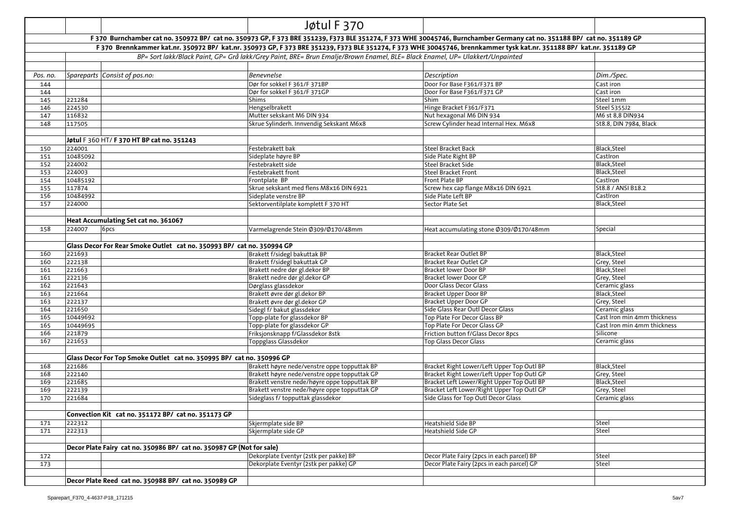# Jøtul F 370

**F 370 Burnchamber cat no. 350972 BP/ cat no. 350973 GP, F 373 BRE 351239, F373 BLE 351274, F 373 WHE 30045746, Burnchamber Germany cat no. 351188 BP/ cat no. 351189 GP**

**F 370 Brennkammer kat.nr. 350972 BP/ kat.nr. 350973 GP, F 373 BRE 351239, F373 BLE 351274, F 373 WHE 30045746, brennkammer tysk kat.nr. 351188 BP/ kat.nr. 351189 GP**

*BP= Sort lakk/Black Paint, GP= Grå lakk/Grey Paint, BRE= Brun Emalje/Brown Enamel, BLE= Black Enamel, UP= Ulakkert/Unpainted*

| *Pos. no.* | *Spareparts* | *Consist of pos.no:* | *Benevnelse* | *Description* | *Dim./Spec.* |
|---|---|---|---|---|---|
| 144 | | | Dør for sokkel F 361/F 371BP | Door For Base F361/F371 BP | Cast iron |
| 144 | | | Dør for sokkel F 361/F 371GP | Door For Base F361/F371 GP | Cast iron |
| 145 | 221284 | | Shims | Shim | Steel 1mm |
| 146 | 224530 | | Hengselbrakett | Hinge Bracket F361/F371 | Steel S355J2 |
| 147 | 116832 | | Mutter sekskant M6 DIN 934 | Nut hexagonal M6 DIN 934 | M6 st 8,8 DIN934 |
| 148 | 117505 | | Skrue Sylinderh. Innvendig Sekskant M6x8 | Screw Cylinder head Internal Hex. M6x8 | St8.8, DIN 7984, Black |
| | | | | | |
| | **Jøtul** F 360 HT/ **F 370 HT BP cat no. 351243** | | | | |
| 150 | 224001 | | Festebrakett bak | Steel Bracket Back | Black,Steel |
| 151 | 10485092 | | Sideplate høyre BP | Side Plate Right BP | CastIron |
| 152 | 224002 | | Festebrakett side | Steel Bracket Side | Black,Steel |
| 153 | 224003 | | Festebrakett front | Steel Bracket Front | Black,Steel |
| 154 | 10485192 | | Frontplate BP | Front Plate BP | CastIron |
| 155 | 117874 | | Skrue sekskant med flens M8x16 DIN 6921 | Screw hex cap flange M8x16 DIN 6921 | St8.8 / ANSI B18.2 |
| 156 | 10484992 | | Sideplate venstre BP | Side Plate Left BP | CastIron |
| 157 | 224000 | | Sektorventilplate komplett F 370 HT | Sector Plate Set | Black,Steel |
| | | | | | |
| | **Heat Accumulating Set cat no. 361067** | | | | |
| 158 | 224007 | 6pcs | Varmelagrende Stein Ø309/Ø170/48mm | Heat accumulating stone Ø309/Ø170/48mm | Special |
| | | | | | |
| | **Glass Decor For Rear Smoke Outlet cat no. 350993 BP/ cat no. 350994 GP** | | | | |
| 160 | 221693 | | Brakett f/sidegl bakuttak BP | Bracket Rear Outlet BP | Black,Steel |
| 160 | 222138 | | Brakett f/sidegl bakuttak GP | Bracket Rear Outlet GP | Grey, Steel |
| 161 | 221663 | | Brakett nedre dør gl.dekor BP | Bracket lower Door BP | Black,Steel |
| 161 | 222136 | | Brakett nedre dør gl.dekor GP | Bracket lower Door GP | Grey, Steel |
| 162 | 221643 | | Dørglass glassdekor | Door Glass Decor Glass | Ceramic glass |
| 163 | 221664 | | Brakett øvre dør gl.dekor BP | Bracket Upper Door BP | Black,Steel |
| 163 | 222137 | | Brakett øvre dør gl.dekor GP | Bracket Upper Door GP | Grey, Steel |
| 164 | 221650 | | Sidegl f/ bakut glassdekor | Side Glass Rear Outl Decor Glass | Ceramic glass |
| 165 | 10449692 | | Topp-plate for glassdekor BP | Top Plate For Decor Glass BP | Cast Iron min 4mm thickness |
| 165 | 10449695 | | Topp-plate for glassdekor GP | Top Plate For Decor Glass GP | Cast Iron min 4mm thickness |
| 166 | 221879 | | Friksjonsknapp f/Glassdekor 8stk | Friction button f/Glass Decor 8pcs | Silicone |
| 167 | 221653 | | Toppglass Glassdekor | Top Glass Decor Glass | Ceramic glass |
| | | | | | |
| | **Glass Decor For Top Smoke Outlet cat no. 350995 BP/ cat no. 350996 GP** | | | | |
| 168 | 221686 | | Brakett høyre nede/venstre oppe topputtak BP | Bracket Right Lower/Left Upper Top Outl BP | Black,Steel |
| 168 | 222140 | | Brakett høyre nede/venstre oppe topputtak GP | Bracket Right Lower/Left Upper Top Outl GP | Grey, Steel |
| 169 | 221685 | | Brakett venstre nede/høyre oppe topputtak BP | Bracket Left Lower/Right Upper Top Outl BP | Black,Steel |
| 169 | 222139 | | Brakett venstre nede/høyre oppe topputtak GP | Bracket Left Lower/Right Upper Top Outl GP | Grey, Steel |
| 170 | 221684 | | Sideglass f/ topputtak glassdekor | Side Glass for Top Outl Decor Glass | Ceramic glass |
| | | | | | |
| | **Convection Kit cat no. 351172 BP/ cat no. 351173 GP** | | | | |
| 171 | 222312 | | Skjermplate side BP | Heatshield Side BP | Steel |
| 171 | 222313 | | Skjermplate side GP | Heatshield Side GP | Steel |
| | | | | | |
| | **Decor Plate Fairy cat no. 350986 BP/ cat no. 350987 GP (Not for sale)** | | | | |
| 172 | | | Dekorplate Eventyr (2stk per pakke) BP | Decor Plate Fairy (2pcs in each parcel) BP | Steel |
| 173 | | | Dekorplate Eventyr (2stk per pakke) GP | Decor Plate Fairy (2pcs in each parcel) GP | Steel |
| | | | | | |
| | **Decor Plate Reed cat no. 350988 BP/ cat no. 350989 GP** | | | | |

Sparepart_F370_4-4637-P18_171215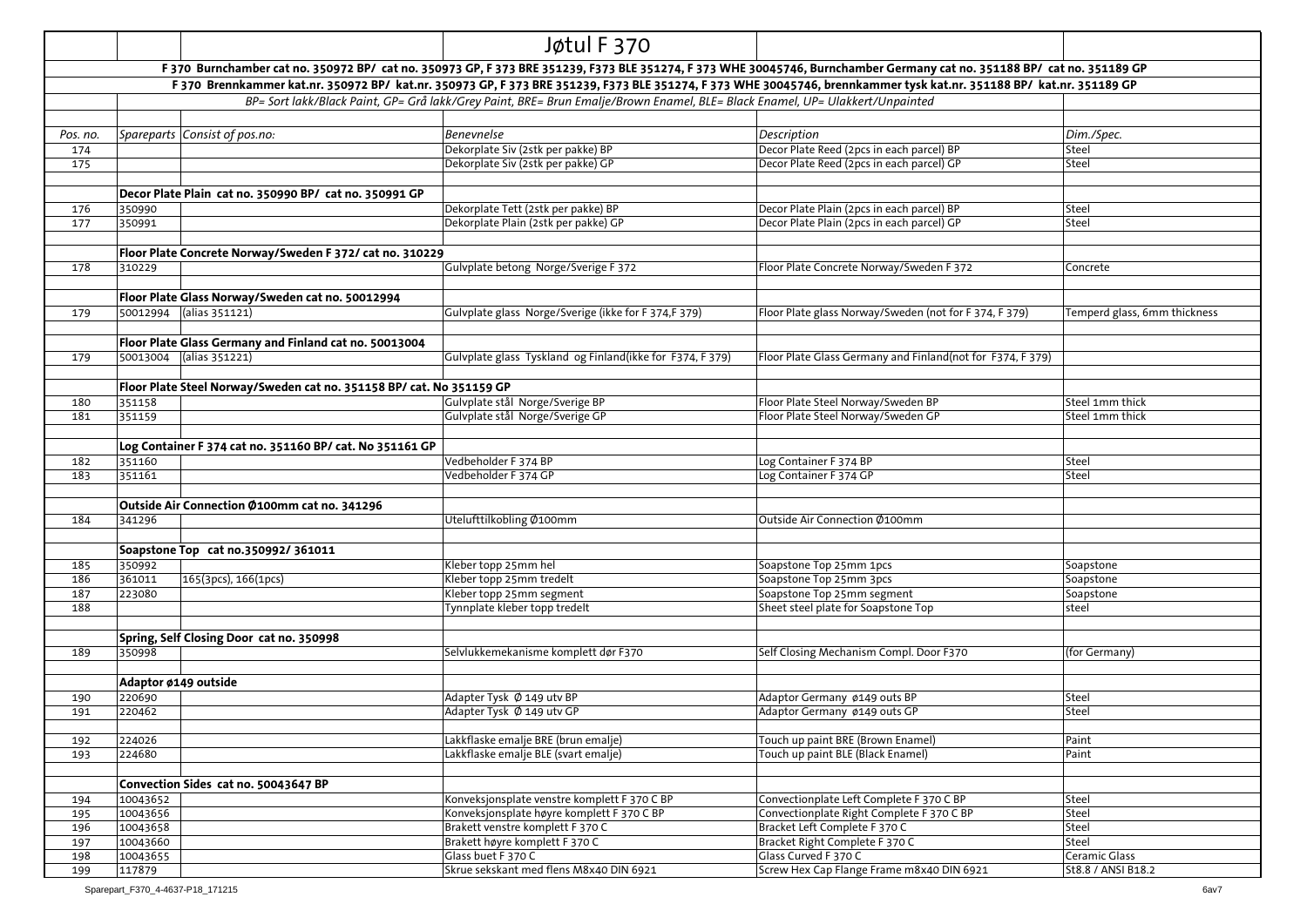# Jøtul F 370

**F 370 Burnchamber cat no. 350972 BP/ cat no. 350973 GP, F 373 BRE 351239, F373 BLE 351274, F 373 WHE 30045746, Burnchamber Germany cat no. 351188 BP/ cat no. 351189 GP**

**F 370 Brennkammer kat.nr. 350972 BP/ kat.nr. 350973 GP, F 373 BRE 351239, F373 BLE 351274, F 373 WHE 30045746, brennkammer tysk kat.nr. 351188 BP/ kat.nr. 351189 GP**

*BP= Sort lakk/Black Paint, GP= Grå lakk/Grey Paint, BRE= Brun Emalje/Brown Enamel, BLE= Black Enamel, UP= Ulakkert/Unpainted*

| *Pos. no.* | *Spareparts* | *Consist of pos.no:* | *Benevnelse* | *Description* | *Dim./Spec.* |
|---|---|---|---|---|---|
| 174 | | | Dekorplate Siv (2stk per pakke) BP | Decor Plate Reed (2pcs in each parcel) BP | Steel |
| 175 | | | Dekorplate Siv (2stk per pakke) GP | Decor Plate Reed (2pcs in each parcel) GP | Steel |
| | **Decor Plate Plain cat no. 350990 BP/ cat no. 350991 GP** | | | | |
| 176 | 350990 | | Dekorplate Tett (2stk per pakke) BP | Decor Plate Plain (2pcs in each parcel) BP | Steel |
| 177 | 350991 | | Dekorplate Plain (2stk per pakke) GP | Decor Plate Plain (2pcs in each parcel) GP | Steel |
| | **Floor Plate Concrete Norway/Sweden F 372/ cat no. 310229** | | | | |
| 178 | 310229 | | Gulvplate betong Norge/Sverige F 372 | Floor Plate Concrete Norway/Sweden F 372 | Concrete |
| | **Floor Plate Glass Norway/Sweden cat no. 50012994** | | | | |
| 179 | 50012994 | (alias 351121) | Gulvplate glass Norge/Sverige (ikke for F 374,F 379) | Floor Plate glass Norway/Sweden (not for F 374, F 379) | Temperd glass, 6mm thickness |
| | **Floor Plate Glass Germany and Finland cat no. 50013004** | | | | |
| 179 | 50013004 | (alias 351221) | Gulvplate glass Tyskland og Finland(ikke for F374, F 379) | Floor Plate Glass Germany and Finland(not for F374, F 379) | |
| | **Floor Plate Steel Norway/Sweden cat no. 351158 BP/ cat. No 351159 GP** | | | | |
| 180 | 351158 | | Gulvplate stål Norge/Sverige BP | Floor Plate Steel Norway/Sweden BP | Steel 1mm thick |
| 181 | 351159 | | Gulvplate stål Norge/Sverige GP | Floor Plate Steel Norway/Sweden GP | Steel 1mm thick |
| | **Log Container F 374 cat no. 351160 BP/ cat. No 351161 GP** | | | | |
| 182 | 351160 | | Vedbeholder F 374 BP | Log Container F 374 BP | Steel |
| 183 | 351161 | | Vedbeholder F 374 GP | Log Container F 374 GP | Steel |
| | **Outside Air Connection Ø100mm cat no. 341296** | | | | |
| 184 | 341296 | | Utelufttilkobling Ø100mm | Outside Air Connection Ø100mm | |
| | **Soapstone Top cat no.350992/ 361011** | | | | |
| 185 | 350992 | | Kleber topp 25mm hel | Soapstone Top 25mm 1pcs | Soapstone |
| 186 | 361011 | 165(3pcs), 166(1pcs) | Kleber topp 25mm tredelt | Soapstone Top 25mm 3pcs | Soapstone |
| 187 | 223080 | | Kleber topp 25mm segment | Soapstone Top 25mm segment | Soapstone |
| 188 | | | Tynnplate kleber topp tredelt | Sheet steel plate for Soapstone Top | steel |
| | **Spring, Self Closing Door cat no. 350998** | | | | |
| 189 | 350998 | | Selvlukkemekanisme komplett dør F370 | Self Closing Mechanism Compl. Door F370 | (for Germany) |
| | **Adaptor ø149 outside** | | | | |
| 190 | 220690 | | Adapter Tysk Ø 149 utv BP | Adaptor Germany ø149 outs BP | Steel |
| 191 | 220462 | | Adapter Tysk Ø 149 utv GP | Adaptor Germany ø149 outs GP | Steel |
| 192 | 224026 | | Lakkflaske emalje BRE (brun emalje) | Touch up paint BRE (Brown Enamel) | Paint |
| 193 | 224680 | | Lakkflaske emalje BLE (svart emalje) | Touch up paint BLE (Black Enamel) | Paint |
| | **Convection Sides cat no. 50043647 BP** | | | | |
| 194 | 10043652 | | Konveksjonsplate venstre komplett F 370 C BP | Convectionplate Left Complete F 370 C BP | Steel |
| 195 | 10043656 | | Konveksjonsplate høyre komplett F 370 C BP | Convectionplate Right Complete F 370 C BP | Steel |
| 196 | 10043658 | | Brakett venstre komplett F 370 C | Bracket Left Complete F 370 C | Steel |
| 197 | 10043660 | | Brakett høyre komplett F 370 C | Bracket Right Complete F 370 C | Steel |
| 198 | 10043655 | | Glass buet F 370 C | Glass Curved F 370 C | Ceramic Glass |
| 199 | 117879 | | Skrue sekskant med flens M8x40 DIN 6921 | Screw Hex Cap Flange Frame m8x40 DIN 6921 | St8.8 / ANSI B18.2 |

Sparepart_F370_4-4637-P18_171215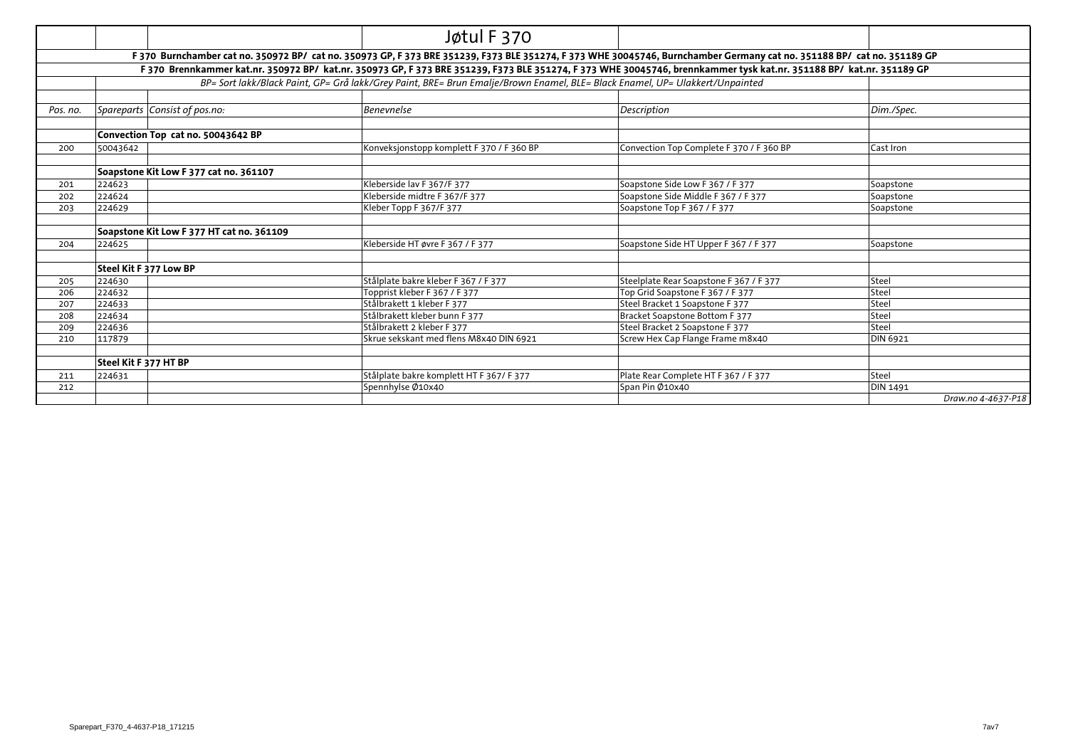| | | | Jøtul F 370 | | |
|---|---|---|---|---|---|
| F 370 Burnchamber cat no. 350972 BP/ cat no. 350973 GP, F 373 BRE 351239, F373 BLE 351274, F 373 WHE 30045746, Burnchamber Germany cat no. 351188 BP/ cat no. 351189 GP | | | | | |
| F 370 Brennkammer kat.nr. 350972 BP/ kat.nr. 350973 GP, F 373 BRE 351239, F373 BLE 351274, F 373 WHE 30045746, brennkammer tysk kat.nr. 351188 BP/ kat.nr. 351189 GP | | | | | |
| | *BP= Sort lakk/Black Paint, GP= Grå lakk/Grey Paint, BRE= Brun Emalje/Brown Enamel, BLE= Black Enamel, UP= Ukakkert/Unpainted* | | | | |
| | | | | | |
| *Pos. no.* | *Spareparts* | *Consist of pos.no:* | *Benevnelse* | *Description* | *Dim./Spec.* |
| | | | | | |
| | **Convection Top cat no. 50043642 BP** | | | | |
| 200 | 50043642 | | Konveksjonstopp komplett F 370 / F 360 BP | Convection Top Complete F 370 / F 360 BP | Cast Iron |
| | | | | | |
| | **Soapstone Kit Low F 377 cat no. 361107** | | | | |
| 201 | 224623 | | Kleberside lav F 367/F 377 | Soapstone Side Low F 367 / F 377 | Soapstone |
| 202 | 224624 | | Kleberside midtre F 367/F 377 | Soapstone Side Middle F 367 / F 377 | Soapstone |
| 203 | 224629 | | Kleber Topp F 367/F 377 | Soapstone Top F 367 / F 377 | Soapstone |
| | | | | | |
| | **Soapstone Kit Low F 377 HT cat no. 361109** | | | | |
| 204 | 224625 | | Kleberside HT øvre F 367 / F 377 | Soapstone Side HT Upper F 367 / F 377 | Soapstone |
| | | | | | |
| | **Steel Kit F 377 Low BP** | | | | |
| 205 | 224630 | | Stålplate bakre kleber F 367 / F 377 | Steelplate Rear Soapstone F 367 / F 377 | Steel |
| 206 | 224632 | | Topprist kleber F 367 / F 377 | Top Grid Soapstone F 367 / F 377 | Steel |
| 207 | 224633 | | Stålbrakett 1 kleber F 377 | Steel Bracket 1 Soapstone F 377 | Steel |
| 208 | 224634 | | Stålbrakett kleber bunn F 377 | Bracket Soapstone Bottom F 377 | Steel |
| 209 | 224636 | | Stålbrakett 2 kleber F 377 | Steel Bracket 2 Soapstone F 377 | Steel |
| 210 | 117879 | | Skrue sekskant med flens M8x40 DIN 6921 | Screw Hex Cap Flange Frame m8x40 | DIN 6921 |
| | | | | | |
| | **Steel Kit F 377 HT BP** | | | | |
| 211 | 224631 | | Stålplate bakre komplett HT F 367/ F 377 | Plate Rear Complete HT F 367 / F 377 | Steel |
| 212 | | | Spennhylse Ø10x40 | Span Pin Ø10x40 | DIN 1491 |
| | | | | | *Draw.no 4-4637-P18* |

Sparepart_F370_4-4637-P18_171215